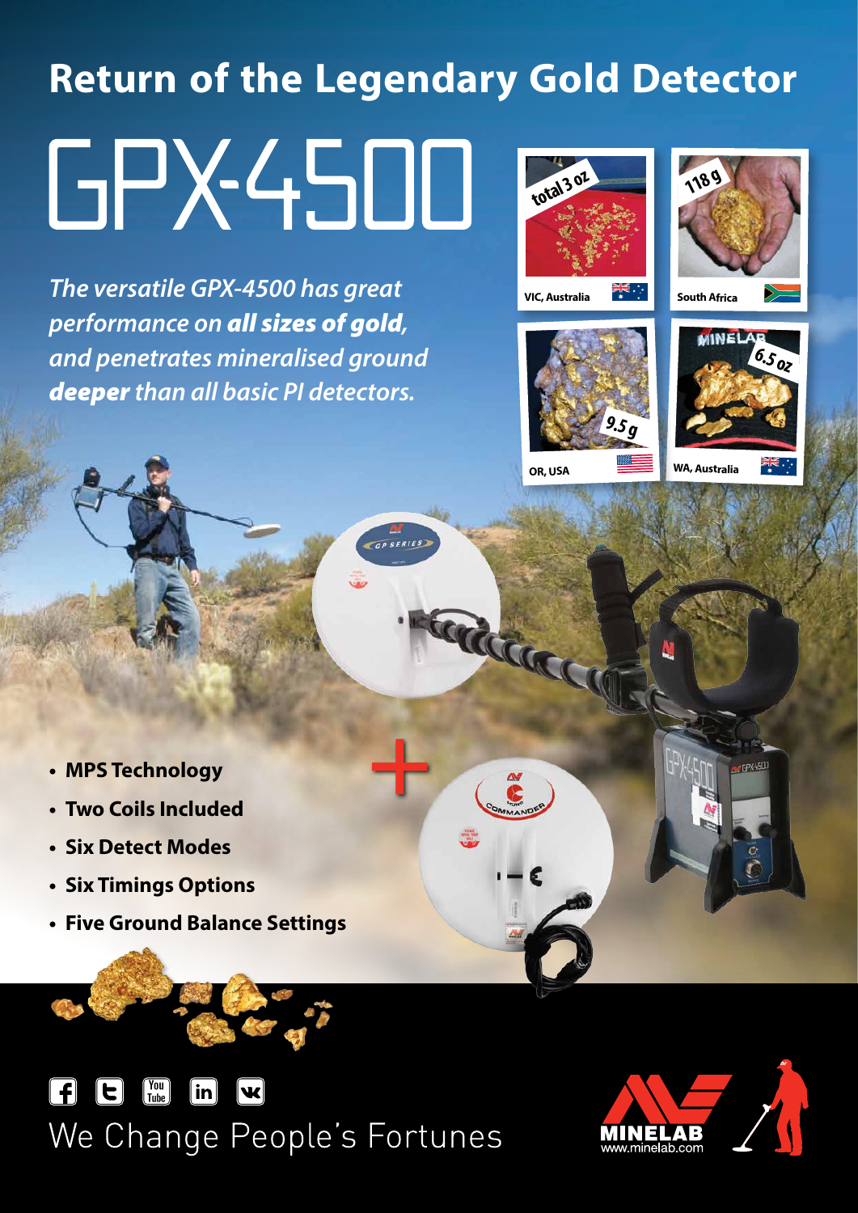# Return of the Legendary Gold Detector

# GPX-4500

*The versatile GPX-4500 has great performance on **all sizes of gold**, and penetrates mineralised ground **deeper** than all basic PI detectors.*

total 3 oz — VIC, Australia

118 g — South Africa

9.5 g — OR, USA

6.5 oz — WA, Australia

- **MPS Technology**
- **Two Coils Included**
- **Six Detect Modes**
- **Six Timings Options**
- **Five Ground Balance Settings**

We Change People's Fortunes

MINELAB
www.minelab.com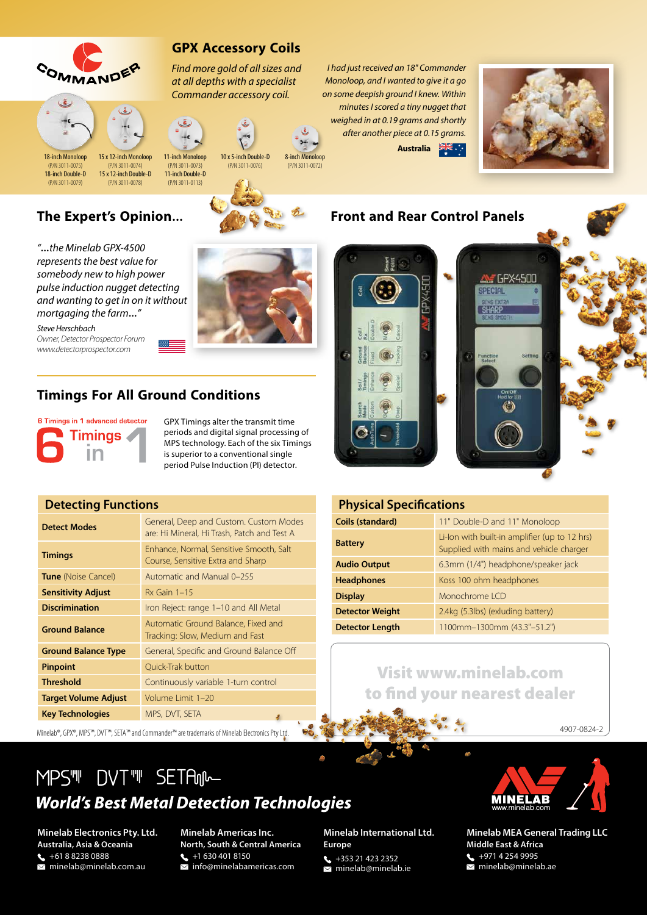## GPX Accessory Coils

*Find more gold of all sizes and at all depths with a specialist Commander accessory coil.*

18-inch Monoloop (P/N 3011-0075)
18-inch Double-D (P/N 3011-0079)
15 x 12-inch Monoloop (P/N 3011-0074)
15 x 12-inch Double-D (P/N 3011-0078)
11-inch Monoloop (P/N 3011-0073)
11-inch Double-D (P/N 3011-0113)
10 x 5-inch Double-D (P/N 3011-0076)
8-inch Monoloop (P/N 3011-0072)

*I had just received an 18" Commander Monoloop, and I wanted to give it a go on some deepish ground I knew. Within minutes I scored a tiny nugget that weighed in at 0.19 grams and shortly after another piece at 0.15 grams.*

**Australia**

## The Expert's Opinion...

*"...the Minelab GPX-4500 represents the best value for somebody new to high power pulse induction nugget detecting and wanting to get in on it without mortgaging the farm..."*

*Steve Herschbach*
*Owner, Detector Prospector Forum*
*www.detectorprospector.com*

## Front and Rear Control Panels

## Timings For All Ground Conditions

6 Timings in 1 advanced detector

GPX Timings alter the transmit time periods and digital signal processing of MPS technology. Each of the six Timings is superior to a conventional single period Pulse Induction (PI) detector.

## Detecting Functions

| | |
|---|---|
| **Detect Modes** | General, Deep and Custom. Custom Modes are: Hi Mineral, Hi Trash, Patch and Test A |
| **Timings** | Enhance, Normal, Sensitive Smooth, Salt Course, Sensitive Extra and Sharp |
| **Tune** (Noise Cancel) | Automatic and Manual 0–255 |
| **Sensitivity Adjust** | Rx Gain 1–15 |
| **Discrimination** | Iron Reject: range 1–10 and All Metal |
| **Ground Balance** | Automatic Ground Balance, Fixed and Tracking: Slow, Medium and Fast |
| **Ground Balance Type** | General, Specific and Ground Balance Off |
| **Pinpoint** | Quick-Trak button |
| **Threshold** | Continuously variable 1-turn control |
| **Target Volume Adjust** | Volume Limit 1–20 |
| **Key Technologies** | MPS, DVT, SETA |

## Physical Specifications

| | |
|---|---|
| **Coils (standard)** | 11" Double-D and 11" Monoloop |
| **Battery** | Li-Ion with built-in amplifier (up to 12 hrs) Supplied with mains and vehicle charger |
| **Audio Output** | 6.3mm (1/4") headphone/speaker jack |
| **Headphones** | Koss 100 ohm headphones |
| **Display** | Monochrome LCD |
| **Detector Weight** | 2.4kg (5.3lbs) (exluding battery) |
| **Detector Length** | 1100mm–1300mm (43.3"–51.2") |

**Visit www.minelab.com to find your nearest dealer**

Minelab®, GPX®, MPS™, DVT™, SETA™ and Commander™ are trademarks of Minelab Electronics Pty Ltd.

4907-0824-2

MPS™ DVT™ SETA™

***World's Best Metal Detection Technologies***

**Minelab Electronics Pty. Ltd.**
**Australia, Asia & Oceania**
+61 8 8238 0888
minelab@minelab.com.au

**Minelab Americas Inc.**
**North, South & Central America**
+1 630 401 8150
info@minelabamericas.com

**Minelab International Ltd.**
**Europe**
+353 21 423 2352
minelab@minelab.ie

**Minelab MEA General Trading LLC**
**Middle East & Africa**
+971 4 254 9995
minelab@minelab.ae

MINELAB
www.minelab.com